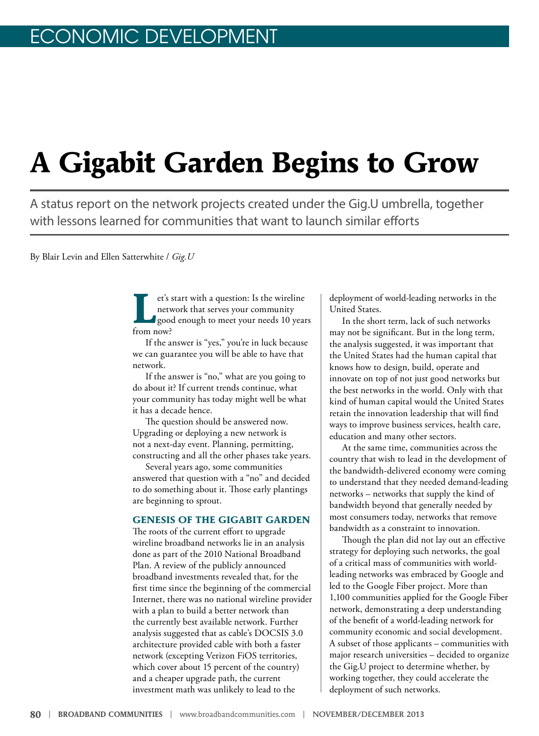ECONOMIC DEVELOPMENT

# A Gigabit Garden Begins to Grow

A status report on the network projects created under the Gig.U umbrella, together with lessons learned for communities that want to launch similar efforts

By Blair Levin and Ellen Satterwhite / *Gig.U*

Let's start with a question: Is the wireline network that serves your community good enough to meet your needs 10 years from now?

If the answer is "yes," you're in luck because we can guarantee you will be able to have that network.

If the answer is "no," what are you going to do about it? If current trends continue, what your community has today might well be what it has a decade hence.

The question should be answered now. Upgrading or deploying a new network is not a next-day event. Planning, permitting, constructing and all the other phases take years.

Several years ago, some communities answered that question with a "no" and decided to do something about it. Those early plantings are beginning to sprout.

## GENESIS OF THE GIGABIT GARDEN

The roots of the current effort to upgrade wireline broadband networks lie in an analysis done as part of the 2010 National Broadband Plan. A review of the publicly announced broadband investments revealed that, for the first time since the beginning of the commercial Internet, there was no national wireline provider with a plan to build a better network than the currently best available network. Further analysis suggested that as cable's DOCSIS 3.0 architecture provided cable with both a faster network (excepting Verizon FiOS territories, which cover about 15 percent of the country) and a cheaper upgrade path, the current investment math was unlikely to lead to the deployment of world-leading networks in the United States.

In the short term, lack of such networks may not be significant. But in the long term, the analysis suggested, it was important that the United States had the human capital that knows how to design, build, operate and innovate on top of not just good networks but the best networks in the world. Only with that kind of human capital would the United States retain the innovation leadership that will find ways to improve business services, health care, education and many other sectors.

At the same time, communities across the country that wish to lead in the development of the bandwidth-delivered economy were coming to understand that they needed demand-leading networks – networks that supply the kind of bandwidth beyond that generally needed by most consumers today, networks that remove bandwidth as a constraint to innovation.

Though the plan did not lay out an effective strategy for deploying such networks, the goal of a critical mass of communities with world-leading networks was embraced by Google and led to the Google Fiber project. More than 1,100 communities applied for the Google Fiber network, demonstrating a deep understanding of the benefit of a world-leading network for community economic and social development. A subset of those applicants – communities with major research universities – decided to organize the Gig.U project to determine whether, by working together, they could accelerate the deployment of such networks.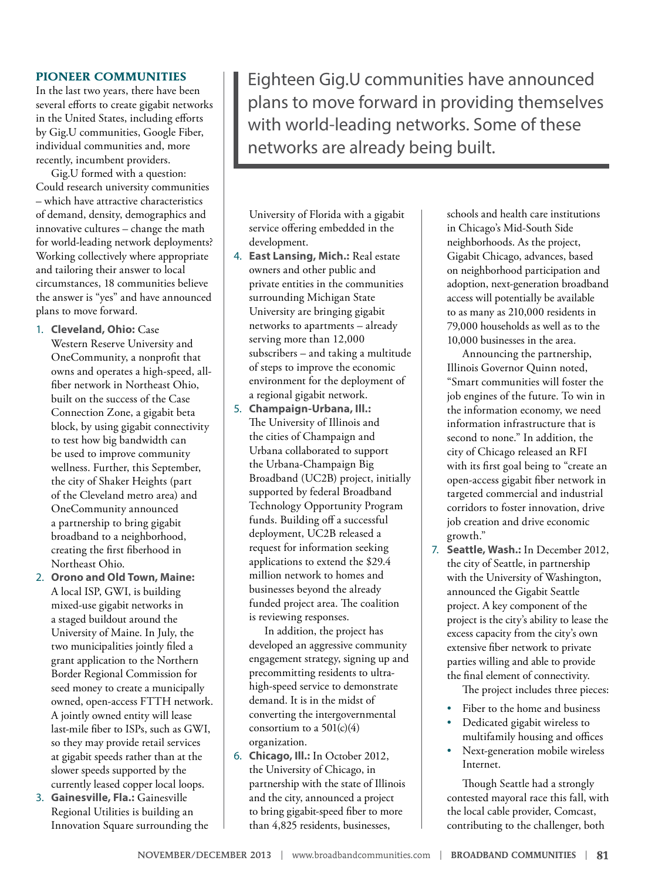## PIONEER COMMUNITIES

In the last two years, there have been several efforts to create gigabit networks in the United States, including efforts by Gig.U communities, Google Fiber, individual communities and, more recently, incumbent providers.

Gig.U formed with a question: Could research university communities – which have attractive characteristics of demand, density, demographics and innovative cultures – change the math for world-leading network deployments? Working collectively where appropriate and tailoring their answer to local circumstances, 18 communities believe the answer is "yes" and have announced plans to move forward.

> Eighteen Gig.U communities have announced plans to move forward in providing themselves with world-leading networks. Some of these networks are already being built.

1. **Cleveland, Ohio:** Case Western Reserve University and OneCommunity, a nonprofit that owns and operates a high-speed, all-fiber network in Northeast Ohio, built on the success of the Case Connection Zone, a gigabit beta block, by using gigabit connectivity to test how big bandwidth can be used to improve community wellness. Further, this September, the city of Shaker Heights (part of the Cleveland metro area) and OneCommunity announced a partnership to bring gigabit broadband to a neighborhood, creating the first fiberhood in Northeast Ohio.
2. **Orono and Old Town, Maine:** A local ISP, GWI, is building mixed-use gigabit networks in a staged buildout around the University of Maine. In July, the two municipalities jointly filed a grant application to the Northern Border Regional Commission for seed money to create a municipally owned, open-access FTTH network. A jointly owned entity will lease last-mile fiber to ISPs, such as GWI, so they may provide retail services at gigabit speeds rather than at the slower speeds supported by the currently leased copper local loops.
3. **Gainesville, Fla.:** Gainesville Regional Utilities is building an Innovation Square surrounding the University of Florida with a gigabit service offering embedded in the development.
4. **East Lansing, Mich.:** Real estate owners and other public and private entities in the communities surrounding Michigan State University are bringing gigabit networks to apartments – already serving more than 12,000 subscribers – and taking a multitude of steps to improve the economic environment for the deployment of a regional gigabit network.
5. **Champaign-Urbana, Ill.:** The University of Illinois and the cities of Champaign and Urbana collaborated to support the Urbana-Champaign Big Broadband (UC2B) project, initially supported by federal Broadband Technology Opportunity Program funds. Building off a successful deployment, UC2B released a request for information seeking applications to extend the $29.4 million network to homes and businesses beyond the already funded project area. The coalition is reviewing responses.

   In addition, the project has developed an aggressive community engagement strategy, signing up and precommitting residents to ultra-high-speed service to demonstrate demand. It is in the midst of converting the intergovernmental consortium to a 501(c)(4) organization.
6. **Chicago, Ill.:** In October 2012, the University of Chicago, in partnership with the state of Illinois and the city, announced a project to bring gigabit-speed fiber to more than 4,825 residents, businesses, schools and health care institutions in Chicago's Mid-South Side neighborhoods. As the project, Gigabit Chicago, advances, based on neighborhood participation and adoption, next-generation broadband access will potentially be available to as many as 210,000 residents in 79,000 households as well as to the 10,000 businesses in the area.

   Announcing the partnership, Illinois Governor Quinn noted, "Smart communities will foster the job engines of the future. To win in the information economy, we need information infrastructure that is second to none." In addition, the city of Chicago released an RFI with its first goal being to "create an open-access gigabit fiber network in targeted commercial and industrial corridors to foster innovation, drive job creation and drive economic growth."
7. **Seattle, Wash.:** In December 2012, the city of Seattle, in partnership with the University of Washington, announced the Gigabit Seattle project. A key component of the project is the city's ability to lease the excess capacity from the city's own extensive fiber network to private parties willing and able to provide the final element of connectivity.

   The project includes three pieces:

   - Fiber to the home and business
   - Dedicated gigabit wireless to multifamily housing and offices
   - Next-generation mobile wireless Internet.

   Though Seattle had a strongly contested mayoral race this fall, with the local cable provider, Comcast, contributing to the challenger, both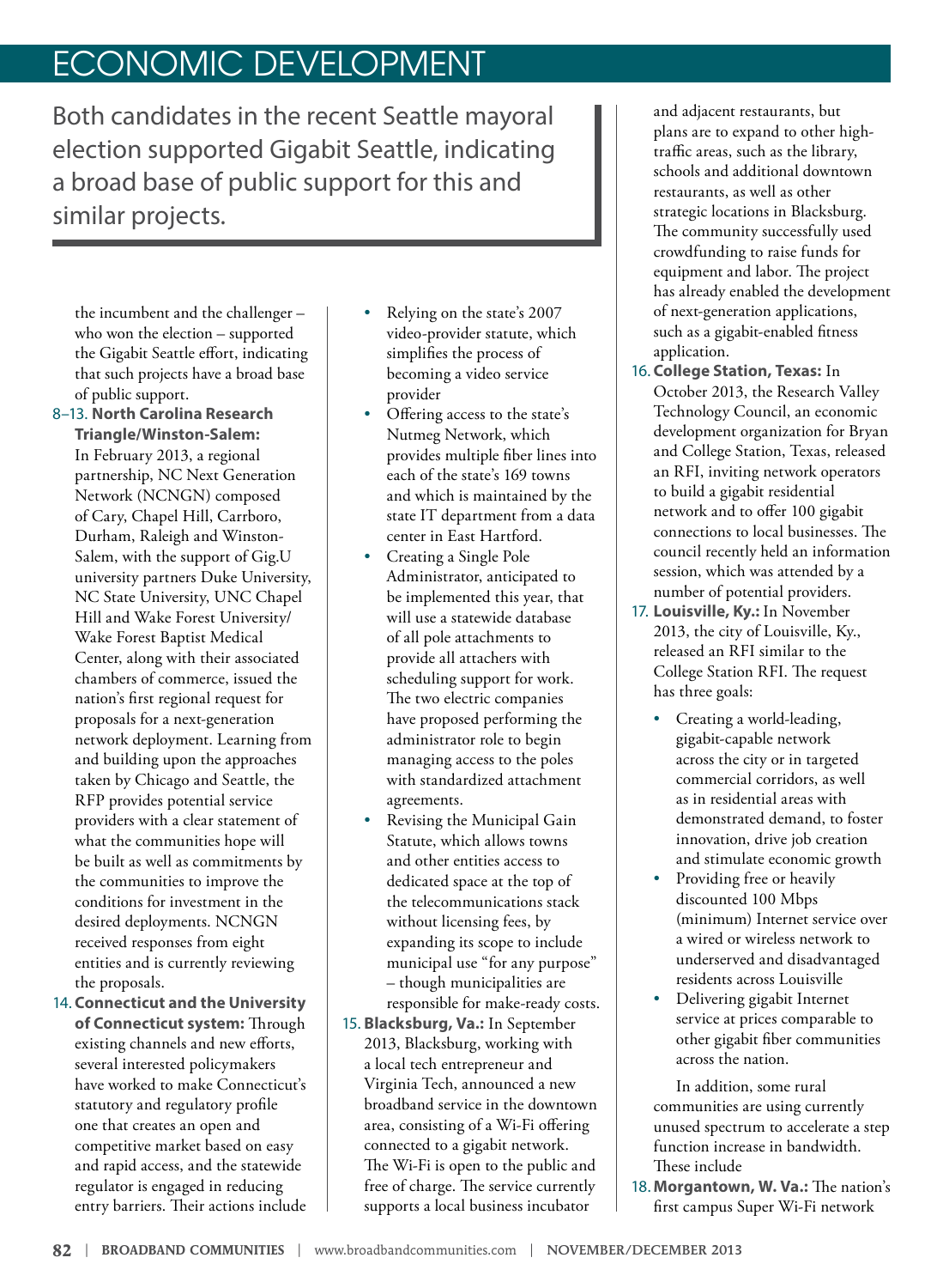# ECONOMIC DEVELOPMENT

> Both candidates in the recent Seattle mayoral election supported Gigabit Seattle, indicating a broad base of public support for this and similar projects.

the incumbent and the challenger – who won the election – supported the Gigabit Seattle effort, indicating that such projects have a broad base of public support.

8–13. **North Carolina Research Triangle/Winston-Salem:** In February 2013, a regional partnership, NC Next Generation Network (NCNGN) composed of Cary, Chapel Hill, Carrboro, Durham, Raleigh and Winston-Salem, with the support of Gig.U university partners Duke University, NC State University, UNC Chapel Hill and Wake Forest University/Wake Forest Baptist Medical Center, along with their associated chambers of commerce, issued the nation's first regional request for proposals for a next-generation network deployment. Learning from and building upon the approaches taken by Chicago and Seattle, the RFP provides potential service providers with a clear statement of what the communities hope will be built as well as commitments by the communities to improve the conditions for investment in the desired deployments. NCNGN received responses from eight entities and is currently reviewing the proposals.

14. **Connecticut and the University of Connecticut system:** Through existing channels and new efforts, several interested policymakers have worked to make Connecticut's statutory and regulatory profile one that creates an open and competitive market based on easy and rapid access, and the statewide regulator is engaged in reducing entry barriers. Their actions include
    - Relying on the state's 2007 video-provider statute, which simplifies the process of becoming a video service provider
    - Offering access to the state's Nutmeg Network, which provides multiple fiber lines into each of the state's 169 towns and which is maintained by the state IT department from a data center in East Hartford.
    - Creating a Single Pole Administrator, anticipated to be implemented this year, that will use a statewide database of all pole attachments to provide all attachers with scheduling support for work. The two electric companies have proposed performing the administrator role to begin managing access to the poles with standardized attachment agreements.
    - Revising the Municipal Gain Statute, which allows towns and other entities access to dedicated space at the top of the telecommunications stack without licensing fees, by expanding its scope to include municipal use "for any purpose" – though municipalities are responsible for make-ready costs.

15. **Blacksburg, Va.:** In September 2013, Blacksburg, working with a local tech entrepreneur and Virginia Tech, announced a new broadband service in the downtown area, consisting of a Wi-Fi offering connected to a gigabit network. The Wi-Fi is open to the public and free of charge. The service currently supports a local business incubator and adjacent restaurants, but plans are to expand to other high-traffic areas, such as the library, schools and additional downtown restaurants, as well as other strategic locations in Blacksburg. The community successfully used crowdfunding to raise funds for equipment and labor. The project has already enabled the development of next-generation applications, such as a gigabit-enabled fitness application.

16. **College Station, Texas:** In October 2013, the Research Valley Technology Council, an economic development organization for Bryan and College Station, Texas, released an RFI, inviting network operators to build a gigabit residential network and to offer 100 gigabit connections to local businesses. The council recently held an information session, which was attended by a number of potential providers.

17. **Louisville, Ky.:** In November 2013, the city of Louisville, Ky., released an RFI similar to the College Station RFI. The request has three goals:
    - Creating a world-leading, gigabit-capable network across the city or in targeted commercial corridors, as well as in residential areas with demonstrated demand, to foster innovation, drive job creation and stimulate economic growth
    - Providing free or heavily discounted 100 Mbps (minimum) Internet service over a wired or wireless network to underserved and disadvantaged residents across Louisville
    - Delivering gigabit Internet service at prices comparable to other gigabit fiber communities across the nation.

In addition, some rural communities are using currently unused spectrum to accelerate a step function increase in bandwidth. These include

18. **Morgantown, W. Va.:** The nation's first campus Super Wi-Fi network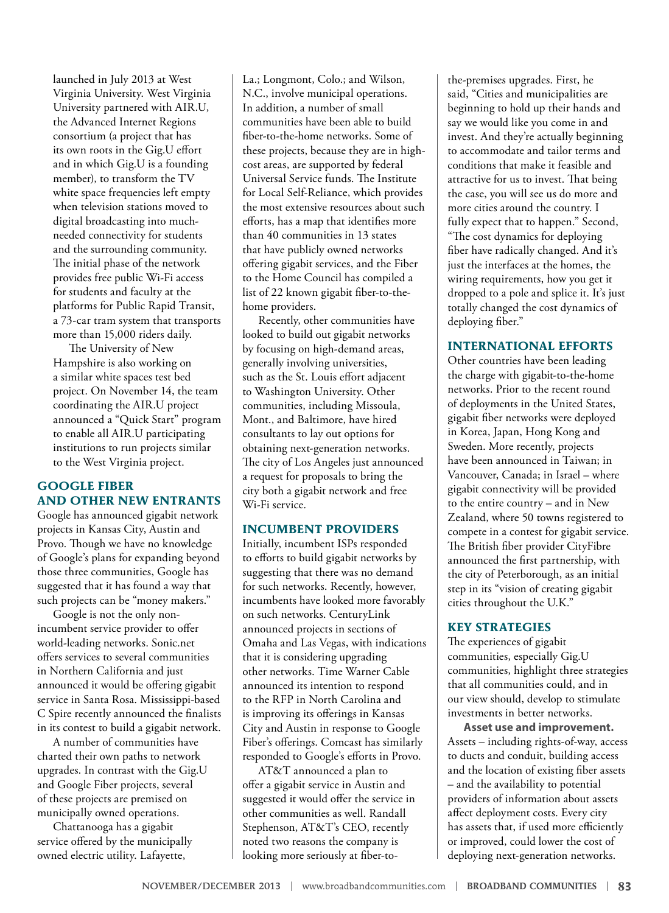launched in July 2013 at West Virginia University. West Virginia University partnered with AIR.U, the Advanced Internet Regions consortium (a project that has its own roots in the Gig.U effort and in which Gig.U is a founding member), to transform the TV white space frequencies left empty when television stations moved to digital broadcasting into much-needed connectivity for students and the surrounding community. The initial phase of the network provides free public Wi-Fi access for students and faculty at the platforms for Public Rapid Transit, a 73-car tram system that transports more than 15,000 riders daily.

The University of New Hampshire is also working on a similar white spaces test bed project. On November 14, the team coordinating the AIR.U project announced a "Quick Start" program to enable all AIR.U participating institutions to run projects similar to the West Virginia project.

## GOOGLE FIBER AND OTHER NEW ENTRANTS

Google has announced gigabit network projects in Kansas City, Austin and Provo. Though we have no knowledge of Google's plans for expanding beyond those three communities, Google has suggested that it has found a way that such projects can be "money makers."

Google is not the only non-incumbent service provider to offer world-leading networks. Sonic.net offers services to several communities in Northern California and just announced it would be offering gigabit service in Santa Rosa. Mississippi-based C Spire recently announced the finalists in its contest to build a gigabit network.

A number of communities have charted their own paths to network upgrades. In contrast with the Gig.U and Google Fiber projects, several of these projects are premised on municipally owned operations.

Chattanooga has a gigabit service offered by the municipally owned electric utility. Lafayette, La.; Longmont, Colo.; and Wilson, N.C., involve municipal operations. In addition, a number of small communities have been able to build fiber-to-the-home networks. Some of these projects, because they are in high-cost areas, are supported by federal Universal Service funds. The Institute for Local Self-Reliance, which provides the most extensive resources about such efforts, has a map that identifies more than 40 communities in 13 states that have publicly owned networks offering gigabit services, and the Fiber to the Home Council has compiled a list of 22 known gigabit fiber-to-the-home providers.

Recently, other communities have looked to build out gigabit networks by focusing on high-demand areas, generally involving universities, such as the St. Louis effort adjacent to Washington University. Other communities, including Missoula, Mont., and Baltimore, have hired consultants to lay out options for obtaining next-generation networks. The city of Los Angeles just announced a request for proposals to bring the city both a gigabit network and free Wi-Fi service.

## INCUMBENT PROVIDERS

Initially, incumbent ISPs responded to efforts to build gigabit networks by suggesting that there was no demand for such networks. Recently, however, incumbents have looked more favorably on such networks. CenturyLink announced projects in sections of Omaha and Las Vegas, with indications that it is considering upgrading other networks. Time Warner Cable announced its intention to respond to the RFP in North Carolina and is improving its offerings in Kansas City and Austin in response to Google Fiber's offerings. Comcast has similarly responded to Google's efforts in Provo.

AT&T announced a plan to offer a gigabit service in Austin and suggested it would offer the service in other communities as well. Randall Stephenson, AT&T's CEO, recently noted two reasons the company is looking more seriously at fiber-to-the-premises upgrades. First, he said, "Cities and municipalities are beginning to hold up their hands and say we would like you come in and invest. And they're actually beginning to accommodate and tailor terms and conditions that make it feasible and attractive for us to invest. That being the case, you will see us do more and more cities around the country. I fully expect that to happen." Second, "The cost dynamics for deploying fiber have radically changed. And it's just the interfaces at the homes, the wiring requirements, how you get it dropped to a pole and splice it. It's just totally changed the cost dynamics of deploying fiber."

## INTERNATIONAL EFFORTS

Other countries have been leading the charge with gigabit-to-the-home networks. Prior to the recent round of deployments in the United States, gigabit fiber networks were deployed in Korea, Japan, Hong Kong and Sweden. More recently, projects have been announced in Taiwan; in Vancouver, Canada; in Israel – where gigabit connectivity will be provided to the entire country – and in New Zealand, where 50 towns registered to compete in a contest for gigabit service. The British fiber provider CityFibre announced the first partnership, with the city of Peterborough, as an initial step in its "vision of creating gigabit cities throughout the U.K."

## KEY STRATEGIES

The experiences of gigabit communities, especially Gig.U communities, highlight three strategies that all communities could, and in our view should, develop to stimulate investments in better networks.

**Asset use and improvement.** Assets – including rights-of-way, access to ducts and conduit, building access and the location of existing fiber assets – and the availability to potential providers of information about assets affect deployment costs. Every city has assets that, if used more efficiently or improved, could lower the cost of deploying next-generation networks.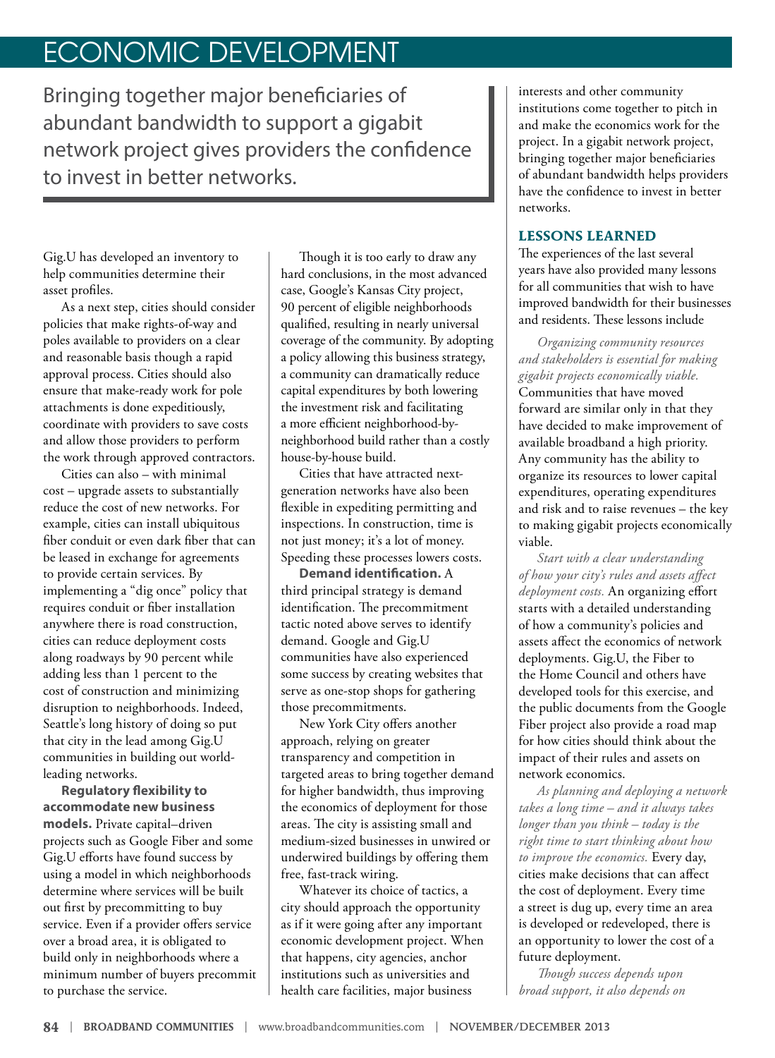Bringing together major beneficiaries of abundant bandwidth to support a gigabit network project gives providers the confidence to invest in better networks.

Gig.U has developed an inventory to help communities determine their asset profiles.

As a next step, cities should consider policies that make rights-of-way and poles available to providers on a clear and reasonable basis though a rapid approval process. Cities should also ensure that make-ready work for pole attachments is done expeditiously, coordinate with providers to save costs and allow those providers to perform the work through approved contractors.

Cities can also – with minimal cost – upgrade assets to substantially reduce the cost of new networks. For example, cities can install ubiquitous fiber conduit or even dark fiber that can be leased in exchange for agreements to provide certain services. By implementing a "dig once" policy that requires conduit or fiber installation anywhere there is road construction, cities can reduce deployment costs along roadways by 90 percent while adding less than 1 percent to the cost of construction and minimizing disruption to neighborhoods. Indeed, Seattle's long history of doing so put that city in the lead among Gig.U communities in building out world-leading networks.

**Regulatory flexibility to accommodate new business models.** Private capital–driven projects such as Google Fiber and some Gig.U efforts have found success by using a model in which neighborhoods determine where services will be built out first by precommitting to buy service. Even if a provider offers service over a broad area, it is obligated to build only in neighborhoods where a minimum number of buyers precommit to purchase the service.

Though it is too early to draw any hard conclusions, in the most advanced case, Google's Kansas City project, 90 percent of eligible neighborhoods qualified, resulting in nearly universal coverage of the community. By adopting a policy allowing this business strategy, a community can dramatically reduce capital expenditures by both lowering the investment risk and facilitating a more efficient neighborhood-by-neighborhood build rather than a costly house-by-house build.

Cities that have attracted next-generation networks have also been flexible in expediting permitting and inspections. In construction, time is not just money; it's a lot of money. Speeding these processes lowers costs.

**Demand identification.** A third principal strategy is demand identification. The precommitment tactic noted above serves to identify demand. Google and Gig.U communities have also experienced some success by creating websites that serve as one-stop shops for gathering those precommitments.

New York City offers another approach, relying on greater transparency and competition in targeted areas to bring together demand for higher bandwidth, thus improving the economics of deployment for those areas. The city is assisting small and medium-sized businesses in unwired or underwired buildings by offering them free, fast-track wiring.

Whatever its choice of tactics, a city should approach the opportunity as if it were going after any important economic development project. When that happens, city agencies, anchor institutions such as universities and health care facilities, major business interests and other community institutions come together to pitch in and make the economics work for the project. In a gigabit network project, bringing together major beneficiaries of abundant bandwidth helps providers have the confidence to invest in better networks.

## LESSONS LEARNED

The experiences of the last several years have also provided many lessons for all communities that wish to have improved bandwidth for their businesses and residents. These lessons include

*Organizing community resources and stakeholders is essential for making gigabit projects economically viable.* Communities that have moved forward are similar only in that they have decided to make improvement of available broadband a high priority. Any community has the ability to organize its resources to lower capital expenditures, operating expenditures and risk and to raise revenues – the key to making gigabit projects economically viable.

*Start with a clear understanding of how your city's rules and assets affect deployment costs.* An organizing effort starts with a detailed understanding of how a community's policies and assets affect the economics of network deployments. Gig.U, the Fiber to the Home Council and others have developed tools for this exercise, and the public documents from the Google Fiber project also provide a road map for how cities should think about the impact of their rules and assets on network economics.

*As planning and deploying a network takes a long time – and it always takes longer than you think – today is the right time to start thinking about how to improve the economics.* Every day, cities make decisions that can affect the cost of deployment. Every time a street is dug up, every time an area is developed or redeveloped, there is an opportunity to lower the cost of a future deployment.

*Though success depends upon broad support, it also depends on*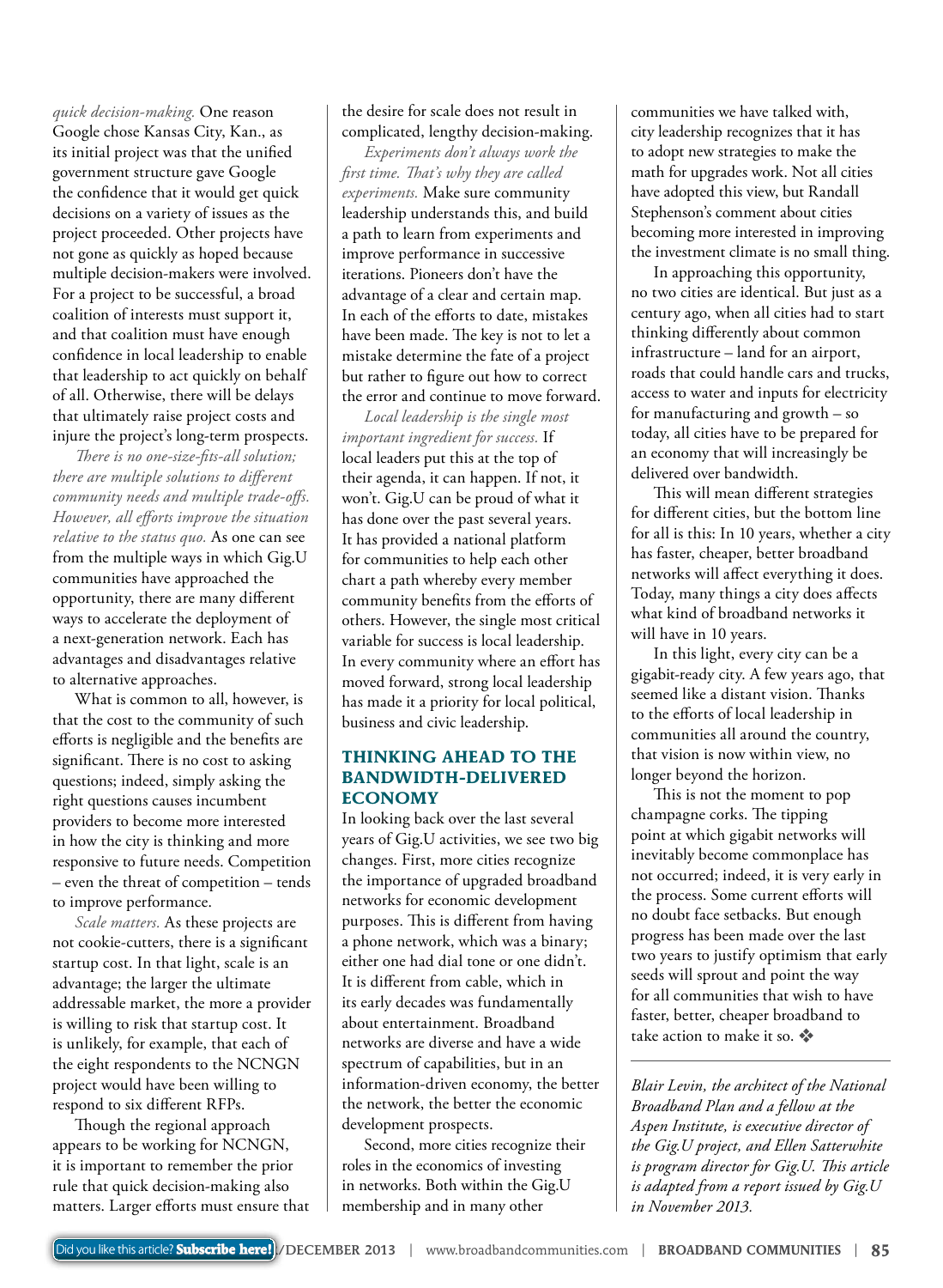*quick decision-making.* One reason Google chose Kansas City, Kan., as its initial project was that the unified government structure gave Google the confidence that it would get quick decisions on a variety of issues as the project proceeded. Other projects have not gone as quickly as hoped because multiple decision-makers were involved. For a project to be successful, a broad coalition of interests must support it, and that coalition must have enough confidence in local leadership to enable that leadership to act quickly on behalf of all. Otherwise, there will be delays that ultimately raise project costs and injure the project's long-term prospects.

*There is no one-size-fits-all solution; there are multiple solutions to different community needs and multiple trade-offs. However, all efforts improve the situation relative to the status quo.* As one can see from the multiple ways in which Gig.U communities have approached the opportunity, there are many different ways to accelerate the deployment of a next-generation network. Each has advantages and disadvantages relative to alternative approaches.

What is common to all, however, is that the cost to the community of such efforts is negligible and the benefits are significant. There is no cost to asking questions; indeed, simply asking the right questions causes incumbent providers to become more interested in how the city is thinking and more responsive to future needs. Competition – even the threat of competition – tends to improve performance.

*Scale matters.* As these projects are not cookie-cutters, there is a significant startup cost. In that light, scale is an advantage; the larger the ultimate addressable market, the more a provider is willing to risk that startup cost. It is unlikely, for example, that each of the eight respondents to the NCNGN project would have been willing to respond to six different RFPs.

Though the regional approach appears to be working for NCNGN, it is important to remember the prior rule that quick decision-making also matters. Larger efforts must ensure that the desire for scale does not result in complicated, lengthy decision-making.

*Experiments don't always work the first time. That's why they are called experiments.* Make sure community leadership understands this, and build a path to learn from experiments and improve performance in successive iterations. Pioneers don't have the advantage of a clear and certain map. In each of the efforts to date, mistakes have been made. The key is not to let a mistake determine the fate of a project but rather to figure out how to correct the error and continue to move forward.

*Local leadership is the single most important ingredient for success.* If local leaders put this at the top of their agenda, it can happen. If not, it won't. Gig.U can be proud of what it has done over the past several years. It has provided a national platform for communities to help each other chart a path whereby every member community benefits from the efforts of others. However, the single most critical variable for success is local leadership. In every community where an effort has moved forward, strong local leadership has made it a priority for local political, business and civic leadership.

## THINKING AHEAD TO THE BANDWIDTH-DELIVERED ECONOMY

In looking back over the last several years of Gig.U activities, we see two big changes. First, more cities recognize the importance of upgraded broadband networks for economic development purposes. This is different from having a phone network, which was a binary; either one had dial tone or one didn't. It is different from cable, which in its early decades was fundamentally about entertainment. Broadband networks are diverse and have a wide spectrum of capabilities, but in an information-driven economy, the better the network, the better the economic development prospects.

Second, more cities recognize their roles in the economics of investing in networks. Both within the Gig.U membership and in many other communities we have talked with, city leadership recognizes that it has to adopt new strategies to make the math for upgrades work. Not all cities have adopted this view, but Randall Stephenson's comment about cities becoming more interested in improving the investment climate is no small thing.

In approaching this opportunity, no two cities are identical. But just as a century ago, when all cities had to start thinking differently about common infrastructure – land for an airport, roads that could handle cars and trucks, access to water and inputs for electricity for manufacturing and growth – so today, all cities have to be prepared for an economy that will increasingly be delivered over bandwidth.

This will mean different strategies for different cities, but the bottom line for all is this: In 10 years, whether a city has faster, cheaper, better broadband networks will affect everything it does. Today, many things a city does affects what kind of broadband networks it will have in 10 years.

In this light, every city can be a gigabit-ready city. A few years ago, that seemed like a distant vision. Thanks to the efforts of local leadership in communities all around the country, that vision is now within view, no longer beyond the horizon.

This is not the moment to pop champagne corks. The tipping point at which gigabit networks will inevitably become commonplace has not occurred; indeed, it is very early in the process. Some current efforts will no doubt face setbacks. But enough progress has been made over the last two years to justify optimism that early seeds will sprout and point the way for all communities that wish to have faster, cheaper, better broadband to take action to make it so. ❖

---

*Blair Levin, the architect of the National Broadband Plan and a fellow at the Aspen Institute, is executive director of the Gig.U project, and Ellen Satterwhite is program director for Gig.U. This article is adapted from a report issued by Gig.U in November 2013.*

Did you like this article? **Subscribe here!**